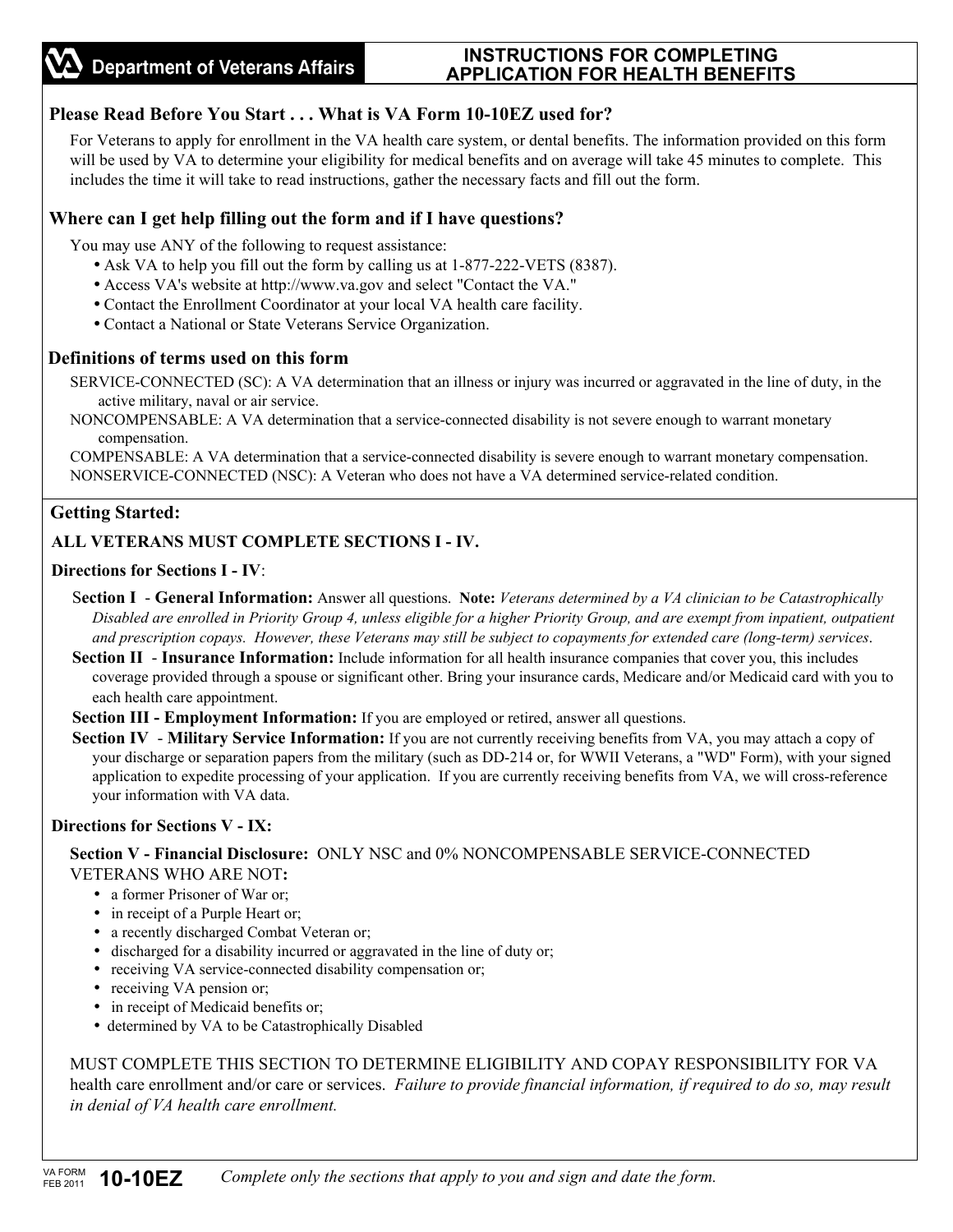# Department of Veterans Affairs

## INSTRUCTIONS FOR COMPLETING APPLICATION FOR HEALTH BENEFITS

### Please Read Before You Start . . . What is VA Form 10-10EZ used for?

For Veterans to apply for enrollment in the VA health care system, or dental benefits. The information provided on this form will be used by VA to determine your eligibility for medical benefits and on average will take 45 minutes to complete. This includes the time it will take to read instructions, gather the necessary facts and fill out the form.

### Where can I get help filling out the form and if I have questions?

You may use ANY of the following to request assistance:

- Ask VA to help you fill out the form by calling us at 1-877-222-VETS (8387).
- Access VA's website at http://www.va.gov and select "Contact the VA."
- Contact the Enrollment Coordinator at your local VA health care facility.
- Contact a National or State Veterans Service Organization.

### Definitions of terms used on this form

SERVICE-CONNECTED (SC): A VA determination that an illness or injury was incurred or aggravated in the line of duty, in the active military, naval or air service.

NONCOMPENSABLE: A VA determination that a service-connected disability is not severe enough to warrant monetary compensation.

COMPENSABLE: A VA determination that a service-connected disability is severe enough to warrant monetary compensation.

NONSERVICE-CONNECTED (NSC): A Veteran who does not have a VA determined service-related condition.

### Getting Started:

**ALL VETERANS MUST COMPLETE SECTIONS I - IV.**

**Directions for Sections I - IV**:

**Section I - General Information:** Answer all questions. **Note:** *Veterans determined by a VA clinician to be Catastrophically Disabled are enrolled in Priority Group 4, unless eligible for a higher Priority Group, and are exempt from inpatient, outpatient and prescription copays. However, these Veterans may still be subject to copayments for extended care (long-term) services*.

**Section II - Insurance Information:** Include information for all health insurance companies that cover you, this includes coverage provided through a spouse or significant other. Bring your insurance cards, Medicare and/or Medicaid card with you to each health care appointment.

**Section III - Employment Information:** If you are employed or retired, answer all questions.

**Section IV - Military Service Information:** If you are not currently receiving benefits from VA, you may attach a copy of your discharge or separation papers from the military (such as DD-214 or, for WWII Veterans, a "WD" Form), with your signed application to expedite processing of your application. If you are currently receiving benefits from VA, we will cross-reference your information with VA data.

**Directions for Sections V - IX:**

**Section V - Financial Disclosure:** ONLY NSC and 0% NONCOMPENSABLE SERVICE-CONNECTED VETERANS WHO ARE NOT**:**

- a former Prisoner of War or;
- in receipt of a Purple Heart or;
- a recently discharged Combat Veteran or;
- discharged for a disability incurred or aggravated in the line of duty or;
- receiving VA service-connected disability compensation or;
- receiving VA pension or;
- in receipt of Medicaid benefits or;
- determined by VA to be Catastrophically Disabled

MUST COMPLETE THIS SECTION TO DETERMINE ELIGIBILITY AND COPAY RESPONSIBILITY FOR VA health care enrollment and/or care or services. *Failure to provide financial information, if required to do so, may result in denial of VA health care enrollment.*

VA FORM FEB 2011 **10-10EZ** *Complete only the sections that apply to you and sign and date the form.*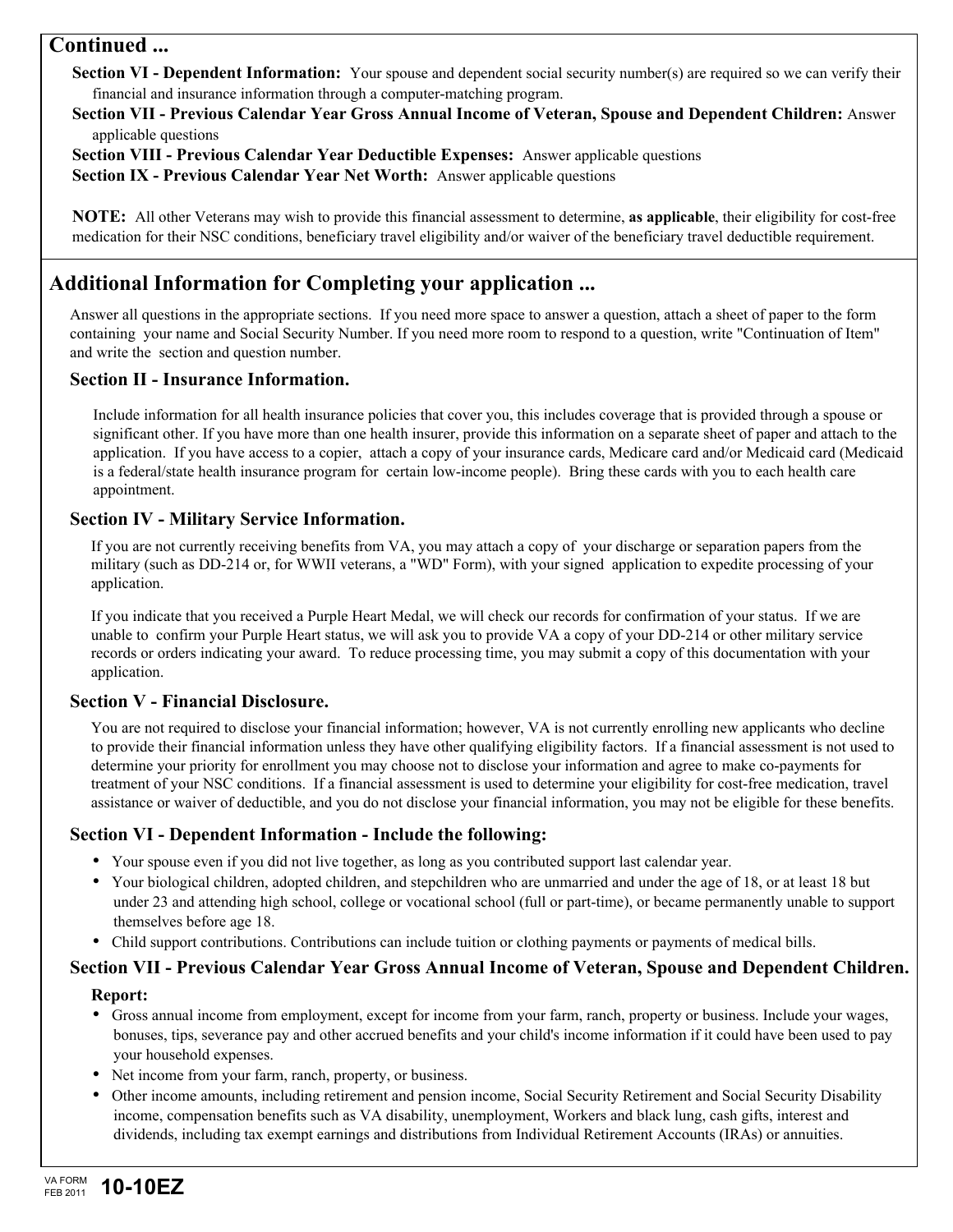## Continued ...

**Section VI - Dependent Information:** Your spouse and dependent social security number(s) are required so we can verify their financial and insurance information through a computer-matching program.

**Section VII - Previous Calendar Year Gross Annual Income of Veteran, Spouse and Dependent Children:** Answer applicable questions

**Section VIII - Previous Calendar Year Deductible Expenses:** Answer applicable questions

**Section IX - Previous Calendar Year Net Worth:** Answer applicable questions

**NOTE:** All other Veterans may wish to provide this financial assessment to determine, **as applicable**, their eligibility for cost-free medication for their NSC conditions, beneficiary travel eligibility and/or waiver of the beneficiary travel deductible requirement.

## Additional Information for Completing your application ...

Answer all questions in the appropriate sections. If you need more space to answer a question, attach a sheet of paper to the form containing your name and Social Security Number. If you need more room to respond to a question, write "Continuation of Item" and write the section and question number.

### Section II - Insurance Information.

Include information for all health insurance policies that cover you, this includes coverage that is provided through a spouse or significant other. If you have more than one health insurer, provide this information on a separate sheet of paper and attach to the application. If you have access to a copier, attach a copy of your insurance cards, Medicare card and/or Medicaid card (Medicaid is a federal/state health insurance program for certain low-income people). Bring these cards with you to each health care appointment.

### Section IV - Military Service Information.

If you are not currently receiving benefits from VA, you may attach a copy of your discharge or separation papers from the military (such as DD-214 or, for WWII veterans, a "WD" Form), with your signed application to expedite processing of your application.

If you indicate that you received a Purple Heart Medal, we will check our records for confirmation of your status. If we are unable to confirm your Purple Heart status, we will ask you to provide VA a copy of your DD-214 or other military service records or orders indicating your award. To reduce processing time, you may submit a copy of this documentation with your application.

### Section V - Financial Disclosure.

You are not required to disclose your financial information; however, VA is not currently enrolling new applicants who decline to provide their financial information unless they have other qualifying eligibility factors. If a financial assessment is not used to determine your priority for enrollment you may choose not to disclose your information and agree to make co-payments for treatment of your NSC conditions. If a financial assessment is used to determine your eligibility for cost-free medication, travel assistance or waiver of deductible, and you do not disclose your financial information, you may not be eligible for these benefits.

### Section VI - Dependent Information - Include the following:

- Your spouse even if you did not live together, as long as you contributed support last calendar year.
- Your biological children, adopted children, and stepchildren who are unmarried and under the age of 18, or at least 18 but under 23 and attending high school, college or vocational school (full or part-time), or became permanently unable to support themselves before age 18.
- Child support contributions. Contributions can include tuition or clothing payments or payments of medical bills.

### Section VII - Previous Calendar Year Gross Annual Income of Veteran, Spouse and Dependent Children.

**Report:**

- Gross annual income from employment, except for income from your farm, ranch, property or business. Include your wages, bonuses, tips, severance pay and other accrued benefits and your child's income information if it could have been used to pay your household expenses.
- Net income from your farm, ranch, property, or business.
- Other income amounts, including retirement and pension income, Social Security Retirement and Social Security Disability income, compensation benefits such as VA disability, unemployment, Workers and black lung, cash gifts, interest and dividends, including tax exempt earnings and distributions from Individual Retirement Accounts (IRAs) or annuities.

VA FORM FEB 2011 **10-10EZ**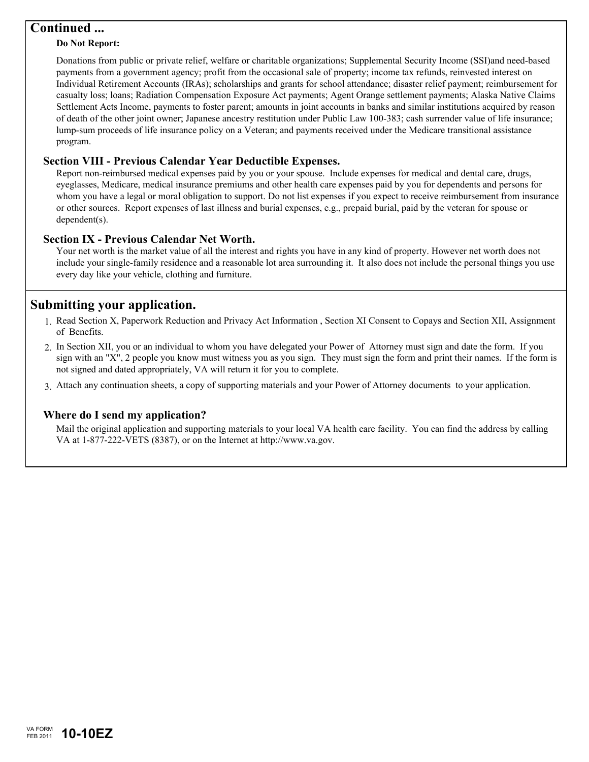## Continued ...

**Do Not Report:**

Donations from public or private relief, welfare or charitable organizations; Supplemental Security Income (SSI)and need-based payments from a government agency; profit from the occasional sale of property; income tax refunds, reinvested interest on Individual Retirement Accounts (IRAs); scholarships and grants for school attendance; disaster relief payment; reimbursement for casualty loss; loans; Radiation Compensation Exposure Act payments; Agent Orange settlement payments; Alaska Native Claims Settlement Acts Income, payments to foster parent; amounts in joint accounts in banks and similar institutions acquired by reason of death of the other joint owner; Japanese ancestry restitution under Public Law 100-383; cash surrender value of life insurance; lump-sum proceeds of life insurance policy on a Veteran; and payments received under the Medicare transitional assistance program.

### Section VIII - Previous Calendar Year Deductible Expenses.

Report non-reimbursed medical expenses paid by you or your spouse. Include expenses for medical and dental care, drugs, eyeglasses, Medicare, medical insurance premiums and other health care expenses paid by you for dependents and persons for whom you have a legal or moral obligation to support. Do not list expenses if you expect to receive reimbursement from insurance or other sources. Report expenses of last illness and burial expenses, e.g., prepaid burial, paid by the veteran for spouse or dependent(s).

### Section IX - Previous Calendar Net Worth.

Your net worth is the market value of all the interest and rights you have in any kind of property. However net worth does not include your single-family residence and a reasonable lot area surrounding it. It also does not include the personal things you use every day like your vehicle, clothing and furniture.

## Submitting your application.

1. Read Section X, Paperwork Reduction and Privacy Act Information , Section XI Consent to Copays and Section XII, Assignment of Benefits.
2. In Section XII, you or an individual to whom you have delegated your Power of Attorney must sign and date the form. If you sign with an "X", 2 people you know must witness you as you sign. They must sign the form and print their names. If the form is not signed and dated appropriately, VA will return it for you to complete.
3. Attach any continuation sheets, a copy of supporting materials and your Power of Attorney documents to your application.

### Where do I send my application?

Mail the original application and supporting materials to your local VA health care facility. You can find the address by calling VA at 1-877-222-VETS (8387), or on the Internet at http://www.va.gov.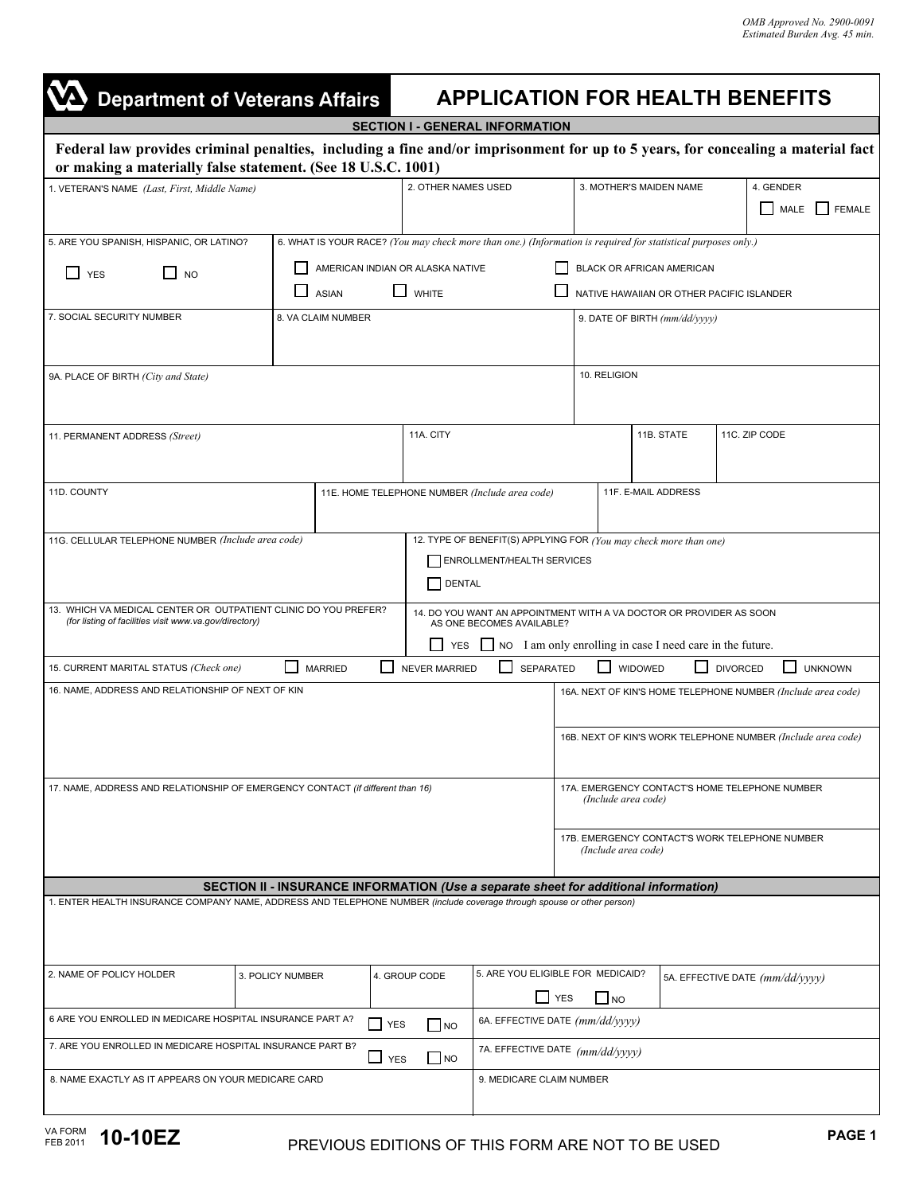OMB Approved No. 2900-0091
Estimated Burden Avg. 45 min.

# Department of Veterans Affairs — APPLICATION FOR HEALTH BENEFITS

## SECTION I - GENERAL INFORMATION

**Federal law provides criminal penalties, including a fine and/or imprisonment for up to 5 years, for concealing a material fact or making a materially false statement. (See 18 U.S.C. 1001)**

| 1. VETERAN'S NAME *(Last, First, Middle Name)* | 2. OTHER NAMES USED | 3. MOTHER'S MAIDEN NAME | 4. GENDER ☐ MALE ☐ FEMALE |
|---|---|---|---|

5. ARE YOU SPANISH, HISPANIC, OR LATINO? ☐ YES ☐ NO

6. WHAT IS YOUR RACE? *(You may check more than one.) (Information is required for statistical purposes only.)*
☐ AMERICAN INDIAN OR ALASKA NATIVE ☐ BLACK OR AFRICAN AMERICAN
☐ ASIAN ☐ WHITE ☐ NATIVE HAWAIIAN OR OTHER PACIFIC ISLANDER

| 7. SOCIAL SECURITY NUMBER | 8. VA CLAIM NUMBER | 9. DATE OF BIRTH *(mm/dd/yyyy)* |
|---|---|---|

| 9A. PLACE OF BIRTH *(City and State)* | 10. RELIGION |
|---|---|

| 11. PERMANENT ADDRESS *(Street)* | 11A. CITY | 11B. STATE | 11C. ZIP CODE |
|---|---|---|---|

| 11D. COUNTY | 11E. HOME TELEPHONE NUMBER *(Include area code)* | 11F. E-MAIL ADDRESS |
|---|---|---|

11G. CELLULAR TELEPHONE NUMBER *(Include area code)*

12. TYPE OF BENEFIT(S) APPLYING FOR *(You may check more than one)*
☐ ENROLLMENT/HEALTH SERVICES
☐ DENTAL

13. WHICH VA MEDICAL CENTER OR OUTPATIENT CLINIC DO YOU PREFER?
*(for listing of facilities visit www.va.gov/directory)*

14. DO YOU WANT AN APPOINTMENT WITH A VA DOCTOR OR PROVIDER AS SOON AS ONE BECOMES AVAILABLE?
☐ YES ☐ NO I am only enrolling in case I need care in the future.

15. CURRENT MARITAL STATUS *(Check one)* ☐ MARRIED ☐ NEVER MARRIED ☐ SEPARATED ☐ WIDOWED ☐ DIVORCED ☐ UNKNOWN

16. NAME, ADDRESS AND RELATIONSHIP OF NEXT OF KIN

16A. NEXT OF KIN'S HOME TELEPHONE NUMBER *(Include area code)*

16B. NEXT OF KIN'S WORK TELEPHONE NUMBER *(Include area code)*

17. NAME, ADDRESS AND RELATIONSHIP OF EMERGENCY CONTACT *(if different than 16)*

17A. EMERGENCY CONTACT'S HOME TELEPHONE NUMBER *(Include area code)*

17B. EMERGENCY CONTACT'S WORK TELEPHONE NUMBER *(Include area code)*

## SECTION II - INSURANCE INFORMATION *(Use a separate sheet for additional information)*

1. ENTER HEALTH INSURANCE COMPANY NAME, ADDRESS AND TELEPHONE NUMBER *(include coverage through spouse or other person)*

| 2. NAME OF POLICY HOLDER | 3. POLICY NUMBER | 4. GROUP CODE | 5. ARE YOU ELIGIBLE FOR MEDICAID? ☐ YES ☐ NO | 5A. EFFECTIVE DATE *(mm/dd/yyyy)* |
|---|---|---|---|---|

6 ARE YOU ENROLLED IN MEDICARE HOSPITAL INSURANCE PART A? ☐ YES ☐ NO — 6A. EFFECTIVE DATE *(mm/dd/yyyy)*

7. ARE YOU ENROLLED IN MEDICARE HOSPITAL INSURANCE PART B? ☐ YES ☐ NO — 7A. EFFECTIVE DATE *(mm/dd/yyyy)*

| 8. NAME EXACTLY AS IT APPEARS ON YOUR MEDICARE CARD | 9. MEDICARE CLAIM NUMBER |
|---|---|

VA FORM 10-10EZ FEB 2011

PREVIOUS EDITIONS OF THIS FORM ARE NOT TO BE USED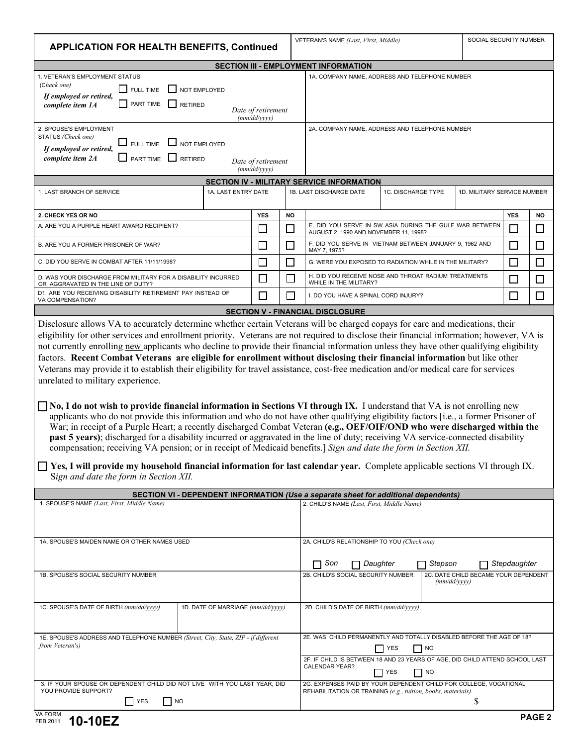# APPLICATION FOR HEALTH BENEFITS, Continued

| VETERAN'S NAME *(Last, First, Middle)* | SOCIAL SECURITY NUMBER |
|---|---|
| | |

## SECTION III - EMPLOYMENT INFORMATION

| | |
|---|---|
| 1. VETERAN'S EMPLOYMENT STATUS (*Check one*) *If employed or retired, complete item 1A* ☐ FULL TIME ☐ NOT EMPLOYED ☐ PART TIME ☐ RETIRED *Date of retirement (mm/dd/yyyy)* | 1A. COMPANY NAME, ADDRESS AND TELEPHONE NUMBER |
| 2. SPOUSE'S EMPLOYMENT STATUS *(Check one)* *If employed or retired, complete item 2A* ☐ FULL TIME ☐ NOT EMPLOYED ☐ PART TIME ☐ RETIRED *Date of retirement (mm/dd/yyyy)* | 2A. COMPANY NAME, ADDRESS AND TELEPHONE NUMBER |

## SECTION IV - MILITARY SERVICE INFORMATION

| 1. LAST BRANCH OF SERVICE | 1A. LAST ENTRY DATE | 1B. LAST DISCHARGE DATE | 1C. DISCHARGE TYPE | 1D. MILITARY SERVICE NUMBER |
|---|---|---|---|---|
| | | | | |

| 2. CHECK YES OR NO | YES | NO | | YES | NO |
|---|---|---|---|---|---|
| A. ARE YOU A PURPLE HEART AWARD RECIPIENT? | ☐ | ☐ | E. DID YOU SERVE IN SW ASIA DURING THE GULF WAR BETWEEN AUGUST 2, 1990 AND NOVEMBER 11, 1998? | ☐ | ☐ |
| B. ARE YOU A FORMER PRISONER OF WAR? | ☐ | ☐ | F. DID YOU SERVE IN VIETNAM BETWEEN JANUARY 9, 1962 AND MAY 7, 1975? | ☐ | ☐ |
| C. DID YOU SERVE IN COMBAT AFTER 11/11/1998? | ☐ | ☐ | G. WERE YOU EXPOSED TO RADIATION WHILE IN THE MILITARY? | ☐ | ☐ |
| D. WAS YOUR DISCHARGE FROM MILITARY FOR A DISABILITY INCURRED OR AGGRAVATED IN THE LINE OF DUTY? | ☐ | ☐ | H. DID YOU RECEIVE NOSE AND THROAT RADIUM TREATMENTS WHILE IN THE MILITARY? | ☐ | ☐ |
| D1. ARE YOU RECEIVING DISABILITY RETIREMENT PAY INSTEAD OF VA COMPENSATION? | ☐ | ☐ | I. DO YOU HAVE A SPINAL CORD INJURY? | ☐ | ☐ |

## SECTION V - FINANCIAL DISCLOSURE

Disclosure allows VA to accurately determine whether certain Veterans will be charged copays for care and medications, their eligibility for other services and enrollment priority. Veterans are not required to disclose their financial information; however, VA is not currently enrolling new applicants who decline to provide their financial information unless they have other qualifying eligibility factors. **Recent Combat Veterans are eligible for enrollment without disclosing their financial information** but like other Veterans may provide it to establish their eligibility for travel assistance, cost-free medication and/or medical care for services unrelated to military experience.

☐ **No, I do not wish to provide financial information in Sections VI through IX.** I understand that VA is not enrolling new applicants who do not provide this information and who do not have other qualifying eligibility factors [i.e., a former Prisoner of War; in receipt of a Purple Heart; a recently discharged Combat Veteran **(e.g., OEF/OIF/OND who were discharged within the past 5 years)**; discharged for a disability incurred or aggravated in the line of duty; receiving VA service-connected disability compensation; receiving VA pension; or in receipt of Medicaid benefits.] *Sign and date the form in Section XII.*

☐ **Yes, I will provide my household financial information for last calendar year.** Complete applicable sections VI through IX. Sign and date the form in Section XII.

## SECTION VI - DEPENDENT INFORMATION *(Use a separate sheet for additional dependents)*

| | | |
|---|---|---|
| 1. SPOUSE'S NAME *(Last, First, Middle Name)* | | 2. CHILD'S NAME *(Last, First, Middle Name)* |
| 1A. SPOUSE'S MAIDEN NAME OR OTHER NAMES USED | | 2A. CHILD'S RELATIONSHIP TO YOU *(Check one)* ☐ *Son* ☐ *Daughter* ☐ *Stepson* ☐ *Stepdaughter* |
| 1B. SPOUSE'S SOCIAL SECURITY NUMBER | | 2B. CHILD'S SOCIAL SECURITY NUMBER / 2C. DATE CHILD BECAME YOUR DEPENDENT *(mm/dd/yyyy)* |
| 1C. SPOUSE'S DATE OF BIRTH *(mm/dd/yyyy)* | 1D. DATE OF MARRIAGE *(mm/dd/yyyy)* | 2D. CHILD'S DATE OF BIRTH *(mm/dd/yyyy)* |
| 1E. SPOUSE'S ADDRESS AND TELEPHONE NUMBER *(Street, City, State, ZIP - if different from Veteran's)* | | 2E. WAS CHILD PERMANENTLY AND TOTALLY DISABLED BEFORE THE AGE OF 18? ☐ YES ☐ NO |
| | | 2F. IF CHILD IS BETWEEN 18 AND 23 YEARS OF AGE, DID CHILD ATTEND SCHOOL LAST CALENDAR YEAR? ☐ YES ☐ NO |
| 3. IF YOUR SPOUSE OR DEPENDENT CHILD DID NOT LIVE WITH YOU LAST YEAR, DID YOU PROVIDE SUPPORT? ☐ YES ☐ NO | | 2G. EXPENSES PAID BY YOUR DEPENDENT CHILD FOR COLLEGE, VOCATIONAL REHABILITATION OR TRAINING *(e.g., tuition, books, materials)* $ |

VA FORM FEB 2011 **10-10EZ**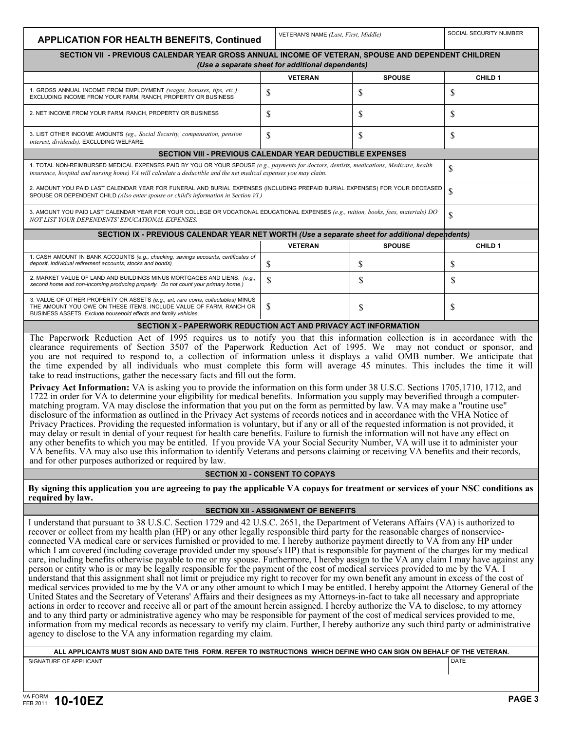| APPLICATION FOR HEALTH BENEFITS, Continued | VETERAN'S NAME *(Last, First, Middle)* | SOCIAL SECURITY NUMBER |
|---|---|---|
| | | |

## SECTION VII - PREVIOUS CALENDAR YEAR GROSS ANNUAL INCOME OF VETERAN, SPOUSE AND DEPENDENT CHILDREN

*(Use a separate sheet for additional dependents)*

| | VETERAN | SPOUSE | CHILD 1 |
|---|---|---|---|
| 1. GROSS ANNUAL INCOME FROM EMPLOYMENT *(wages, bonuses, tips, etc.)* EXCLUDING INCOME FROM YOUR FARM, RANCH, PROPERTY OR BUSINESS | $ | $ | $ |
| 2. NET INCOME FROM YOUR FARM, RANCH, PROPERTY OR BUSINESS | $ | $ | $ |
| 3. LIST OTHER INCOME AMOUNTS *(eg., Social Security, compensation, pension interest, dividends)*. EXCLUDING WELFARE. | $ | $ | $ |

## SECTION VIII - PREVIOUS CALENDAR YEAR DEDUCTIBLE EXPENSES

| | |
|---|---|
| 1. TOTAL NON-REIMBURSED MEDICAL EXPENSES PAID BY YOU OR YOUR SPOUSE *(e.g., payments for doctors, dentists, medications, Medicare, health insurance, hospital and nursing home) VA will calculate a deductible and the net medical expenses you may claim.* | $ |
| 2. AMOUNT YOU PAID LAST CALENDAR YEAR FOR FUNERAL AND BURIAL EXPENSES (INCLUDING PREPAID BURIAL EXPENSES) FOR YOUR DECEASED SPOUSE OR DEPENDENT CHILD *(Also enter spouse or child's information in Section VI.)* | $ |
| 3. AMOUNT YOU PAID LAST CALENDAR YEAR FOR YOUR COLLEGE OR VOCATIONAL EDUCATIONAL EXPENSES *(e.g., tuition, books, fees, materials) DO NOT LIST YOUR DEPENDENTS' EDUCATIONAL EXPENSES.* | $ |

## SECTION IX - PREVIOUS CALENDAR YEAR NET WORTH *(Use a separate sheet for additional dependents)*

| | VETERAN | SPOUSE | CHILD 1 |
|---|---|---|---|
| 1. CASH AMOUNT IN BANK ACCOUNTS *(e.g., checking, savings accounts, certificates of deposit, individual retirement accounts, stocks and bonds)* | $ | $ | $ |
| 2. MARKET VALUE OF LAND AND BUILDINGS MINUS MORTGAGES AND LIENS. *(e.g., second home and non-incoming producing property. Do not count your primary home.)* | $ | $ | $ |
| 3. VALUE OF OTHER PROPERTY OR ASSETS *(e.g., art, rare coins, collectables)* MINUS THE AMOUNT YOU OWE ON THESE ITEMS. INCLUDE VALUE OF FARM, RANCH OR BUSINESS ASSETS. *Exclude household effects and family vehicles.* | $ | $ | $ |

## SECTION X - PAPERWORK REDUCTION ACT AND PRIVACY ACT INFORMATION

The Paperwork Reduction Act of 1995 requires us to notify you that this information collection is in accordance with the clearance requirements of Section 3507 of the Paperwork Reduction Act of 1995. We may not conduct or sponsor, and you are not required to respond to, a collection of information unless it displays a valid OMB number. We anticipate that the time expended by all individuals who must complete this form will average 45 minutes. This includes the time it will take to read instructions, gather the necessary facts and fill out the form.

**Privacy Act Information:** VA is asking you to provide the information on this form under 38 U.S.C. Sections 1705,1710, 1712, and 1722 in order for VA to determine your eligibility for medical benefits. Information you supply may beverified through a computer-matching program. VA may disclose the information that you put on the form as permitted by law. VA may make a "routine use" disclosure of the information as outlined in the Privacy Act systems of records notices and in accordance with the VHA Notice of Privacy Practices. Providing the requested information is voluntary, but if any or all of the requested information is not provided, it may delay or result in denial of your request for health care benefits. Failure to furnish the information will not have any effect on any other benefits to which you may be entitled. If you provide VA your Social Security Number, VA will use it to administer your VA benefits. VA may also use this information to identify Veterans and persons claiming or receiving VA benefits and their records, and for other purposes authorized or required by law.

## SECTION XI - CONSENT TO COPAYS

**By signing this application you are agreeing to pay the applicable VA copays for treatment or services of your NSC conditions as required by law.**

## SECTION XII - ASSIGNMENT OF BENEFITS

I understand that pursuant to 38 U.S.C. Section 1729 and 42 U.S.C. 2651, the Department of Veterans Affairs (VA) is authorized to recover or collect from my health plan (HP) or any other legally responsible third party for the reasonable charges of nonservice-connected VA medical care or services furnished or provided to me. I hereby authorize payment directly to VA from any HP under which I am covered (including coverage provided under my spouse's HP) that is responsible for payment of the charges for my medical care, including benefits otherwise payable to me or my spouse. Furthermore, I hereby assign to the VA any claim I may have against any person or entity who is or may be legally responsible for the payment of the cost of medical services provided to me by the VA. I understand that this assignment shall not limit or prejudice my right to recover for my own benefit any amount in excess of the cost of medical services provided to me by the VA or any other amount to which I may be entitled. I hereby appoint the Attorney General of the United States and the Secretary of Veterans' Affairs and their designees as my Attorneys-in-fact to take all necessary and appropriate actions in order to recover and receive all or part of the amount herein assigned. I hereby authorize the VA to disclose, to my attorney and to any third party or administrative agency who may be responsible for payment of the cost of medical services provided to me, information from my medical records as necessary to verify my claim. Further, I hereby authorize any such third party or administrative agency to disclose to the VA any information regarding my claim.

**ALL APPLICANTS MUST SIGN AND DATE THIS FORM. REFER TO INSTRUCTIONS WHICH DEFINE WHO CAN SIGN ON BEHALF OF THE VETERAN.**

| SIGNATURE OF APPLICANT | DATE |
|---|---|
| | |

VA FORM FEB 2011 **10-10EZ**